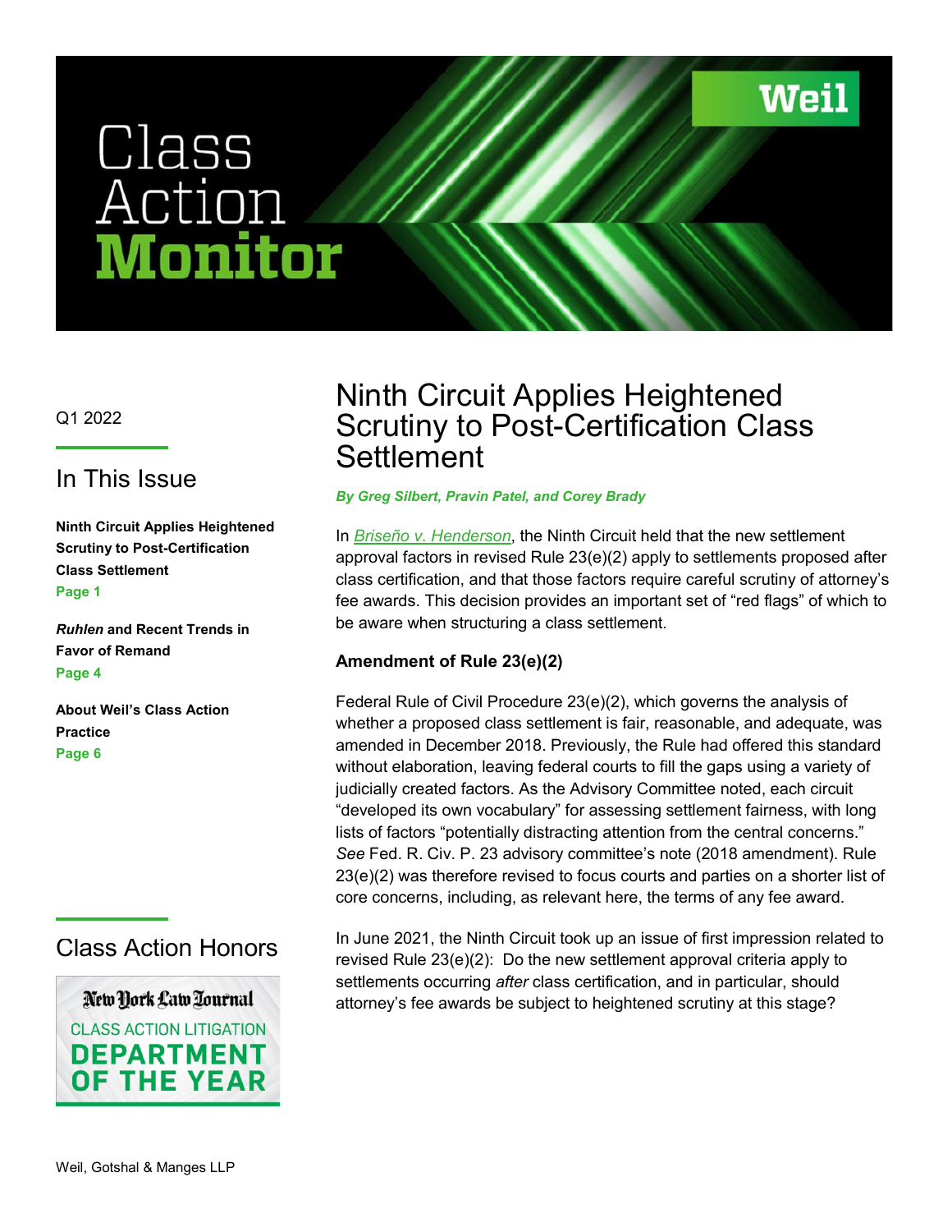# Class Action Monitor

Q1 2022

## In This Issue

**Ninth Circuit Applies Heightened Scrutiny to Post-Certification Class Settlement**
Page 1

***Ruhlen* and Recent Trends in Favor of Remand**
Page 4

**About Weil's Class Action Practice**
Page 6

## Class Action Honors

New York Law Journal
CLASS ACTION LITIGATION
DEPARTMENT OF THE YEAR

# Ninth Circuit Applies Heightened Scrutiny to Post-Certification Class Settlement

***By Greg Silbert, Pravin Patel, and Corey Brady***

In *Briseño v. Henderson*, the Ninth Circuit held that the new settlement approval factors in revised Rule 23(e)(2) apply to settlements proposed after class certification, and that those factors require careful scrutiny of attorney's fee awards. This decision provides an important set of "red flags" of which to be aware when structuring a class settlement.

### Amendment of Rule 23(e)(2)

Federal Rule of Civil Procedure 23(e)(2), which governs the analysis of whether a proposed class settlement is fair, reasonable, and adequate, was amended in December 2018. Previously, the Rule had offered this standard without elaboration, leaving federal courts to fill the gaps using a variety of judicially created factors. As the Advisory Committee noted, each circuit "developed its own vocabulary" for assessing settlement fairness, with long lists of factors "potentially distracting attention from the central concerns." *See* Fed. R. Civ. P. 23 advisory committee's note (2018 amendment). Rule 23(e)(2) was therefore revised to focus courts and parties on a shorter list of core concerns, including, as relevant here, the terms of any fee award.

In June 2021, the Ninth Circuit took up an issue of first impression related to revised Rule 23(e)(2): Do the new settlement approval criteria apply to settlements occurring *after* class certification, and in particular, should attorney's fee awards be subject to heightened scrutiny at this stage?

Weil, Gotshal & Manges LLP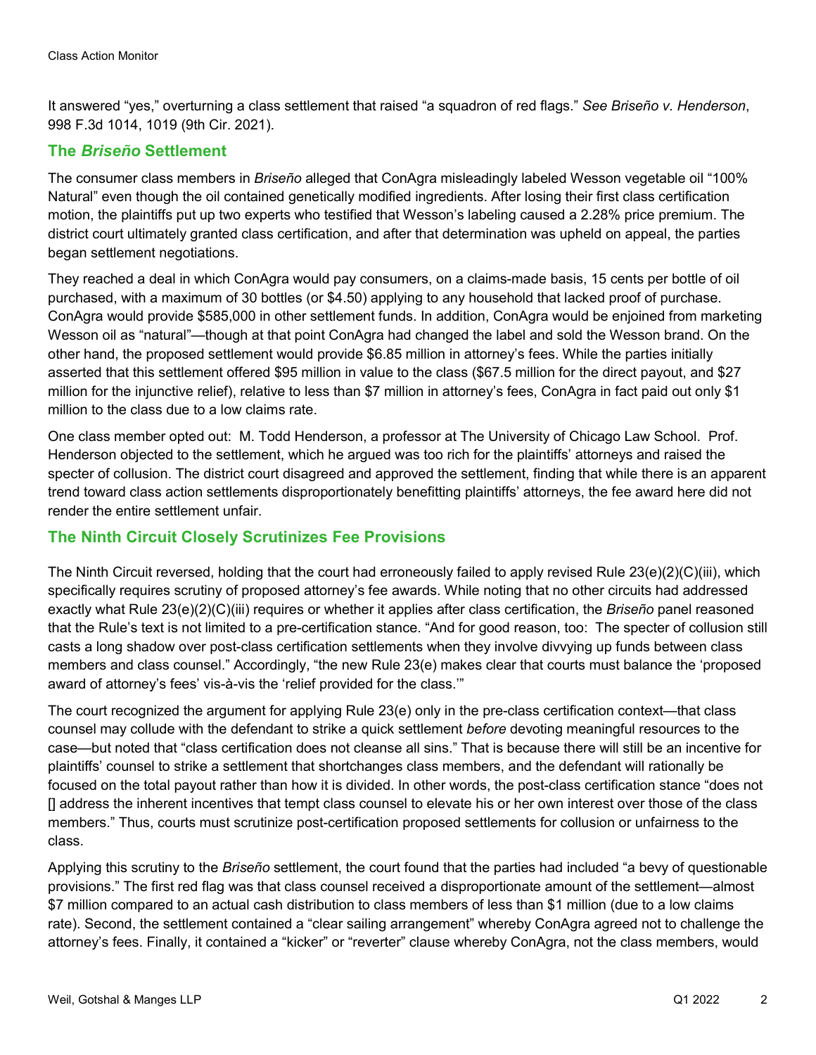It answered "yes," overturning a class settlement that raised "a squadron of red flags." *See Briseño v. Henderson*, 998 F.3d 1014, 1019 (9th Cir. 2021).

## The *Briseño* Settlement

The consumer class members in *Briseño* alleged that ConAgra misleadingly labeled Wesson vegetable oil "100% Natural" even though the oil contained genetically modified ingredients. After losing their first class certification motion, the plaintiffs put up two experts who testified that Wesson's labeling caused a 2.28% price premium. The district court ultimately granted class certification, and after that determination was upheld on appeal, the parties began settlement negotiations.

They reached a deal in which ConAgra would pay consumers, on a claims-made basis, 15 cents per bottle of oil purchased, with a maximum of 30 bottles (or $4.50) applying to any household that lacked proof of purchase. ConAgra would provide $585,000 in other settlement funds. In addition, ConAgra would be enjoined from marketing Wesson oil as "natural"—though at that point ConAgra had changed the label and sold the Wesson brand. On the other hand, the proposed settlement would provide $6.85 million in attorney's fees. While the parties initially asserted that this settlement offered $95 million in value to the class ($67.5 million for the direct payout, and $27 million for the injunctive relief), relative to less than $7 million in attorney's fees, ConAgra in fact paid out only $1 million to the class due to a low claims rate.

One class member opted out: M. Todd Henderson, a professor at The University of Chicago Law School. Prof. Henderson objected to the settlement, which he argued was too rich for the plaintiffs' attorneys and raised the specter of collusion. The district court disagreed and approved the settlement, finding that while there is an apparent trend toward class action settlements disproportionately benefitting plaintiffs' attorneys, the fee award here did not render the entire settlement unfair.

## The Ninth Circuit Closely Scrutinizes Fee Provisions

The Ninth Circuit reversed, holding that the court had erroneously failed to apply revised Rule 23(e)(2)(C)(iii), which specifically requires scrutiny of proposed attorney's fee awards. While noting that no other circuits had addressed exactly what Rule 23(e)(2)(C)(iii) requires or whether it applies after class certification, the *Briseño* panel reasoned that the Rule's text is not limited to a pre-certification stance. "And for good reason, too: The specter of collusion still casts a long shadow over post-class certification settlements when they involve divvying up funds between class members and class counsel." Accordingly, "the new Rule 23(e) makes clear that courts must balance the 'proposed award of attorney's fees' vis-à-vis the 'relief provided for the class.'"

The court recognized the argument for applying Rule 23(e) only in the pre-class certification context—that class counsel may collude with the defendant to strike a quick settlement *before* devoting meaningful resources to the case—but noted that "class certification does not cleanse all sins." That is because there will still be an incentive for plaintiffs' counsel to strike a settlement that shortchanges class members, and the defendant will rationally be focused on the total payout rather than how it is divided. In other words, the post-class certification stance "does not [] address the inherent incentives that tempt class counsel to elevate his or her own interest over those of the class members." Thus, courts must scrutinize post-certification proposed settlements for collusion or unfairness to the class.

Applying this scrutiny to the *Briseño* settlement, the court found that the parties had included "a bevy of questionable provisions." The first red flag was that class counsel received a disproportionate amount of the settlement—almost $7 million compared to an actual cash distribution to class members of less than $1 million (due to a low claims rate). Second, the settlement contained a "clear sailing arrangement" whereby ConAgra agreed not to challenge the attorney's fees. Finally, it contained a "kicker" or "reverter" clause whereby ConAgra, not the class members, would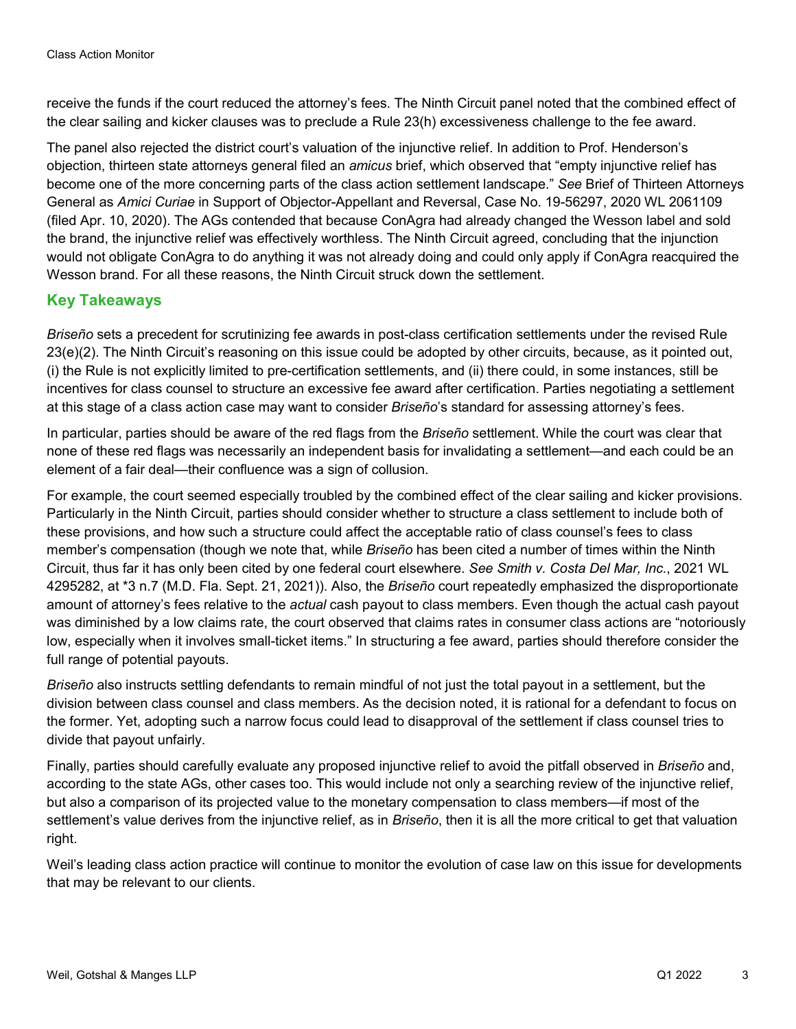receive the funds if the court reduced the attorney's fees. The Ninth Circuit panel noted that the combined effect of the clear sailing and kicker clauses was to preclude a Rule 23(h) excessiveness challenge to the fee award.

The panel also rejected the district court's valuation of the injunctive relief. In addition to Prof. Henderson's objection, thirteen state attorneys general filed an *amicus* brief, which observed that "empty injunctive relief has become one of the more concerning parts of the class action settlement landscape." *See* Brief of Thirteen Attorneys General as *Amici Curiae* in Support of Objector-Appellant and Reversal, Case No. 19-56297, 2020 WL 2061109 (filed Apr. 10, 2020). The AGs contended that because ConAgra had already changed the Wesson label and sold the brand, the injunctive relief was effectively worthless. The Ninth Circuit agreed, concluding that the injunction would not obligate ConAgra to do anything it was not already doing and could only apply if ConAgra reacquired the Wesson brand. For all these reasons, the Ninth Circuit struck down the settlement.

## Key Takeaways

*Briseño* sets a precedent for scrutinizing fee awards in post-class certification settlements under the revised Rule 23(e)(2). The Ninth Circuit's reasoning on this issue could be adopted by other circuits, because, as it pointed out, (i) the Rule is not explicitly limited to pre-certification settlements, and (ii) there could, in some instances, still be incentives for class counsel to structure an excessive fee award after certification. Parties negotiating a settlement at this stage of a class action case may want to consider *Briseño*'s standard for assessing attorney's fees.

In particular, parties should be aware of the red flags from the *Briseño* settlement. While the court was clear that none of these red flags was necessarily an independent basis for invalidating a settlement—and each could be an element of a fair deal—their confluence was a sign of collusion.

For example, the court seemed especially troubled by the combined effect of the clear sailing and kicker provisions. Particularly in the Ninth Circuit, parties should consider whether to structure a class settlement to include both of these provisions, and how such a structure could affect the acceptable ratio of class counsel's fees to class member's compensation (though we note that, while *Briseño* has been cited a number of times within the Ninth Circuit, thus far it has only been cited by one federal court elsewhere. *See Smith v. Costa Del Mar, Inc.*, 2021 WL 4295282, at \*3 n.7 (M.D. Fla. Sept. 21, 2021)). Also, the *Briseño* court repeatedly emphasized the disproportionate amount of attorney's fees relative to the *actual* cash payout to class members. Even though the actual cash payout was diminished by a low claims rate, the court observed that claims rates in consumer class actions are "notoriously low, especially when it involves small-ticket items." In structuring a fee award, parties should therefore consider the full range of potential payouts.

*Briseño* also instructs settling defendants to remain mindful of not just the total payout in a settlement, but the division between class counsel and class members. As the decision noted, it is rational for a defendant to focus on the former. Yet, adopting such a narrow focus could lead to disapproval of the settlement if class counsel tries to divide that payout unfairly.

Finally, parties should carefully evaluate any proposed injunctive relief to avoid the pitfall observed in *Briseño* and, according to the state AGs, other cases too. This would include not only a searching review of the injunctive relief, but also a comparison of its projected value to the monetary compensation to class members—if most of the settlement's value derives from the injunctive relief, as in *Briseño*, then it is all the more critical to get that valuation right.

Weil's leading class action practice will continue to monitor the evolution of case law on this issue for developments that may be relevant to our clients.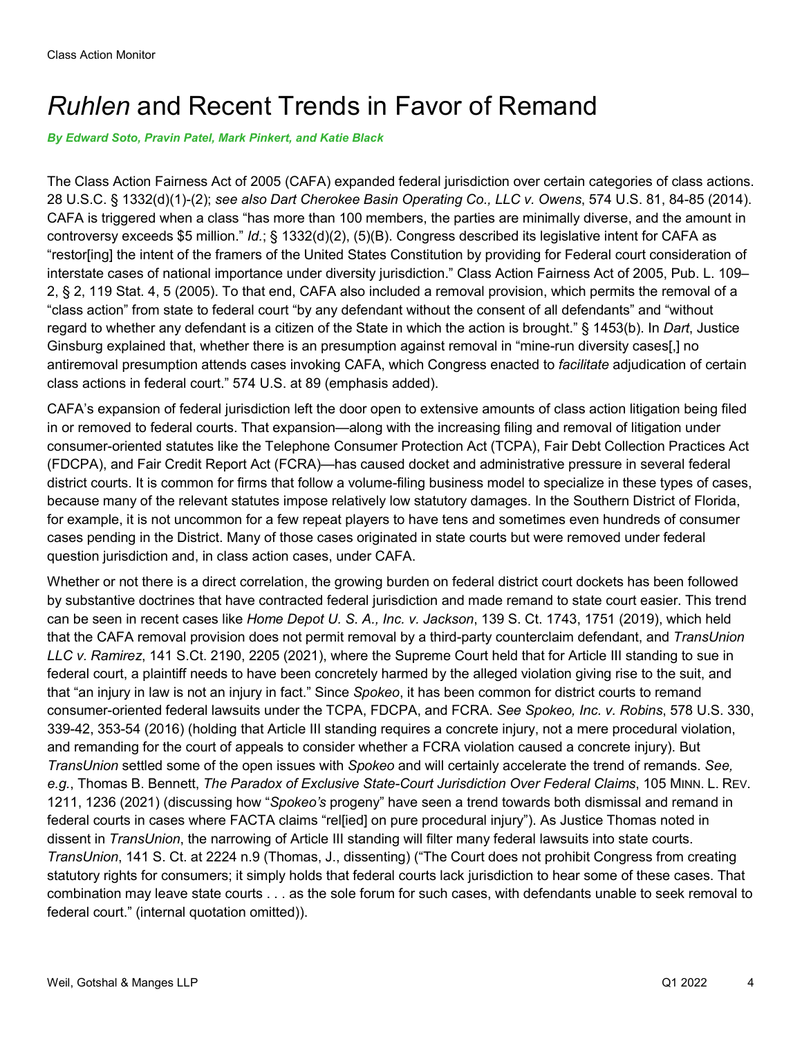# *Ruhlen* and Recent Trends in Favor of Remand

***By Edward Soto, Pravin Patel, Mark Pinkert, and Katie Black***

The Class Action Fairness Act of 2005 (CAFA) expanded federal jurisdiction over certain categories of class actions. 28 U.S.C. § 1332(d)(1)-(2); *see also Dart Cherokee Basin Operating Co., LLC v. Owens*, 574 U.S. 81, 84-85 (2014). CAFA is triggered when a class "has more than 100 members, the parties are minimally diverse, and the amount in controversy exceeds $5 million." *Id.*; § 1332(d)(2), (5)(B). Congress described its legislative intent for CAFA as "restor[ing] the intent of the framers of the United States Constitution by providing for Federal court consideration of interstate cases of national importance under diversity jurisdiction." Class Action Fairness Act of 2005, Pub. L. 109–2, § 2, 119 Stat. 4, 5 (2005). To that end, CAFA also included a removal provision, which permits the removal of a "class action" from state to federal court "by any defendant without the consent of all defendants" and "without regard to whether any defendant is a citizen of the State in which the action is brought." § 1453(b). In *Dart*, Justice Ginsburg explained that, whether there is an presumption against removal in "mine-run diversity cases[,] no antiremoval presumption attends cases invoking CAFA, which Congress enacted to *facilitate* adjudication of certain class actions in federal court." 574 U.S. at 89 (emphasis added).

CAFA's expansion of federal jurisdiction left the door open to extensive amounts of class action litigation being filed in or removed to federal courts. That expansion—along with the increasing filing and removal of litigation under consumer-oriented statutes like the Telephone Consumer Protection Act (TCPA), Fair Debt Collection Practices Act (FDCPA), and Fair Credit Report Act (FCRA)—has caused docket and administrative pressure in several federal district courts. It is common for firms that follow a volume-filing business model to specialize in these types of cases, because many of the relevant statutes impose relatively low statutory damages. In the Southern District of Florida, for example, it is not uncommon for a few repeat players to have tens and sometimes even hundreds of consumer cases pending in the District. Many of those cases originated in state courts but were removed under federal question jurisdiction and, in class action cases, under CAFA.

Whether or not there is a direct correlation, the growing burden on federal district court dockets has been followed by substantive doctrines that have contracted federal jurisdiction and made remand to state court easier. This trend can be seen in recent cases like *Home Depot U. S. A., Inc. v. Jackson*, 139 S. Ct. 1743, 1751 (2019), which held that the CAFA removal provision does not permit removal by a third-party counterclaim defendant, and *TransUnion LLC v. Ramirez*, 141 S.Ct. 2190, 2205 (2021), where the Supreme Court held that for Article III standing to sue in federal court, a plaintiff needs to have been concretely harmed by the alleged violation giving rise to the suit, and that "an injury in law is not an injury in fact." Since *Spokeo*, it has been common for district courts to remand consumer-oriented federal lawsuits under the TCPA, FDCPA, and FCRA. *See Spokeo, Inc. v. Robins*, 578 U.S. 330, 339-42, 353-54 (2016) (holding that Article III standing requires a concrete injury, not a mere procedural violation, and remanding for the court of appeals to consider whether a FCRA violation caused a concrete injury). But *TransUnion* settled some of the open issues with *Spokeo* and will certainly accelerate the trend of remands. *See, e.g.*, Thomas B. Bennett, *The Paradox of Exclusive State-Court Jurisdiction Over Federal Claims*, 105 MINN. L. REV. 1211, 1236 (2021) (discussing how "*Spokeo's* progeny" have seen a trend towards both dismissal and remand in federal courts in cases where FACTA claims "rel[ied] on pure procedural injury"). As Justice Thomas noted in dissent in *TransUnion*, the narrowing of Article III standing will filter many federal lawsuits into state courts. *TransUnion*, 141 S. Ct. at 2224 n.9 (Thomas, J., dissenting) ("The Court does not prohibit Congress from creating statutory rights for consumers; it simply holds that federal courts lack jurisdiction to hear some of these cases. That combination may leave state courts . . . as the sole forum for such cases, with defendants unable to seek removal to federal court." (internal quotation omitted)).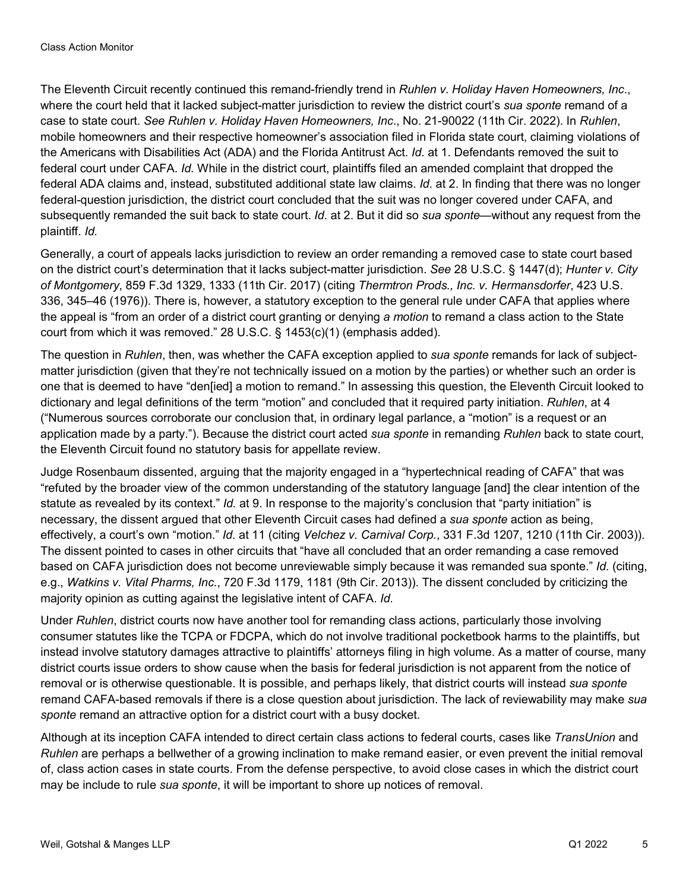The Eleventh Circuit recently continued this remand-friendly trend in *Ruhlen v. Holiday Haven Homeowners, Inc*., where the court held that it lacked subject-matter jurisdiction to review the district court's *sua sponte* remand of a case to state court. *See Ruhlen v. Holiday Haven Homeowners, Inc*., No. 21-90022 (11th Cir. 2022). In *Ruhlen*, mobile homeowners and their respective homeowner's association filed in Florida state court, claiming violations of the Americans with Disabilities Act (ADA) and the Florida Antitrust Act. *Id*. at 1. Defendants removed the suit to federal court under CAFA. *Id.* While in the district court, plaintiffs filed an amended complaint that dropped the federal ADA claims and, instead, substituted additional state law claims. *Id*. at 2. In finding that there was no longer federal-question jurisdiction, the district court concluded that the suit was no longer covered under CAFA, and subsequently remanded the suit back to state court. *Id*. at 2. But it did so *sua sponte*—without any request from the plaintiff. *Id.*

Generally, a court of appeals lacks jurisdiction to review an order remanding a removed case to state court based on the district court's determination that it lacks subject-matter jurisdiction. *See* 28 U.S.C. § 1447(d); *Hunter v. City of Montgomery*, 859 F.3d 1329, 1333 (11th Cir. 2017) (citing *Thermtron Prods., Inc. v. Hermansdorfer*, 423 U.S. 336, 345–46 (1976)). There is, however, a statutory exception to the general rule under CAFA that applies where the appeal is "from an order of a district court granting or denying *a motion* to remand a class action to the State court from which it was removed." 28 U.S.C. § 1453(c)(1) (emphasis added).

The question in *Ruhlen*, then, was whether the CAFA exception applied to *sua sponte* remands for lack of subject-matter jurisdiction (given that they're not technically issued on a motion by the parties) or whether such an order is one that is deemed to have "den[ied] a motion to remand." In assessing this question, the Eleventh Circuit looked to dictionary and legal definitions of the term "motion" and concluded that it required party initiation. *Ruhlen*, at 4 ("Numerous sources corroborate our conclusion that, in ordinary legal parlance, a "motion" is a request or an application made by a party."). Because the district court acted *sua sponte* in remanding *Ruhlen* back to state court, the Eleventh Circuit found no statutory basis for appellate review.

Judge Rosenbaum dissented, arguing that the majority engaged in a "hypertechnical reading of CAFA" that was "refuted by the broader view of the common understanding of the statutory language [and] the clear intention of the statute as revealed by its context." *Id.* at 9. In response to the majority's conclusion that "party initiation" is necessary, the dissent argued that other Eleventh Circuit cases had defined a *sua sponte* action as being, effectively, a court's own "motion." *Id.* at 11 (citing *Velchez v. Carnival Corp.*, 331 F.3d 1207, 1210 (11th Cir. 2003)). The dissent pointed to cases in other circuits that "have all concluded that an order remanding a case removed based on CAFA jurisdiction does not become unreviewable simply because it was remanded sua sponte." *Id.* (citing, e.g., *Watkins v. Vital Pharms, Inc.*, 720 F.3d 1179, 1181 (9th Cir. 2013)). The dissent concluded by criticizing the majority opinion as cutting against the legislative intent of CAFA. *Id.*

Under *Ruhlen*, district courts now have another tool for remanding class actions, particularly those involving consumer statutes like the TCPA or FDCPA, which do not involve traditional pocketbook harms to the plaintiffs, but instead involve statutory damages attractive to plaintiffs' attorneys filing in high volume. As a matter of course, many district courts issue orders to show cause when the basis for federal jurisdiction is not apparent from the notice of removal or is otherwise questionable. It is possible, and perhaps likely, that district courts will instead *sua sponte* remand CAFA-based removals if there is a close question about jurisdiction. The lack of reviewability may make *sua sponte* remand an attractive option for a district court with a busy docket.

Although at its inception CAFA intended to direct certain class actions to federal courts, cases like *TransUnion* and *Ruhlen* are perhaps a bellwether of a growing inclination to make remand easier, or even prevent the initial removal of, class action cases in state courts. From the defense perspective, to avoid close cases in which the district court may be include to rule *sua sponte*, it will be important to shore up notices of removal.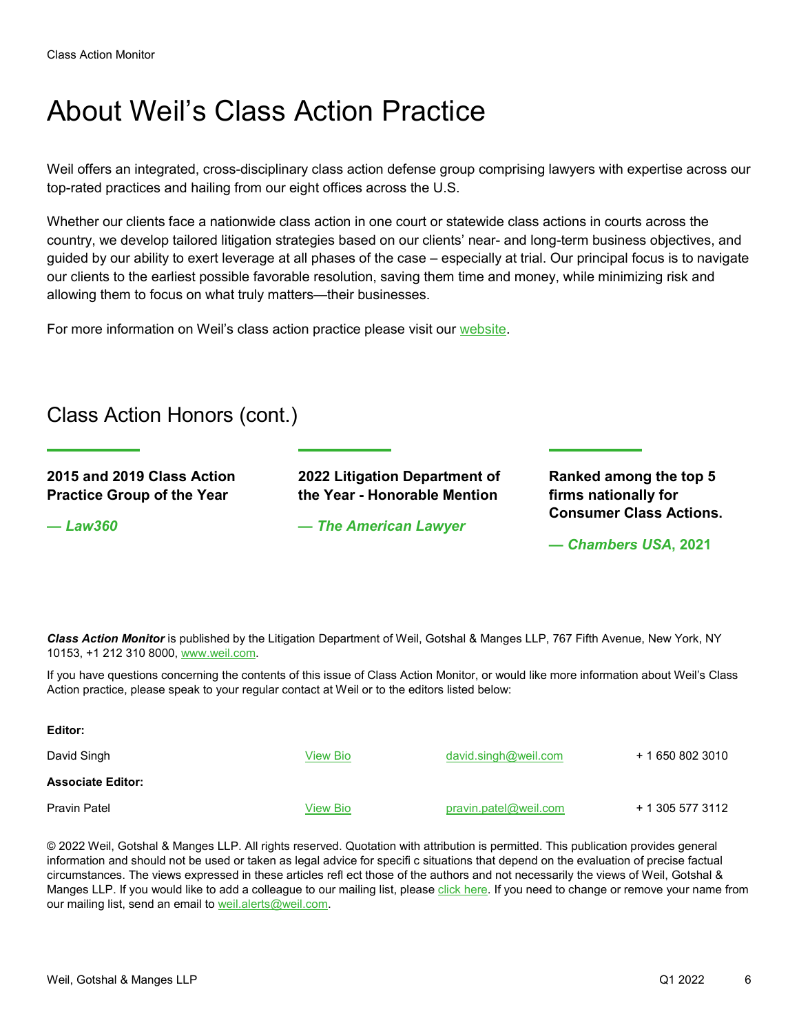# About Weil's Class Action Practice

Weil offers an integrated, cross-disciplinary class action defense group comprising lawyers with expertise across our top-rated practices and hailing from our eight offices across the U.S.

Whether our clients face a nationwide class action in one court or statewide class actions in courts across the country, we develop tailored litigation strategies based on our clients' near- and long-term business objectives, and guided by our ability to exert leverage at all phases of the case – especially at trial. Our principal focus is to navigate our clients to the earliest possible favorable resolution, saving them time and money, while minimizing risk and allowing them to focus on what truly matters—their businesses.

For more information on Weil's class action practice please visit our website.

## Class Action Honors (cont.)

**2015 and 2019 Class Action Practice Group of the Year**

***— Law360***

**2022 Litigation Department of the Year - Honorable Mention**

***— The American Lawyer***

**Ranked among the top 5 firms nationally for Consumer Class Actions.**

***— Chambers USA*, 2021**

***Class Action Monitor*** is published by the Litigation Department of Weil, Gotshal & Manges LLP, 767 Fifth Avenue, New York, NY 10153, +1 212 310 8000, www.weil.com.

If you have questions concerning the contents of this issue of Class Action Monitor, or would like more information about Weil's Class Action practice, please speak to your regular contact at Weil or to the editors listed below:

**Editor:**

| | | | |
|---|---|---|---|
| David Singh | View Bio | david.singh@weil.com | + 1 650 802 3010 |

**Associate Editor:**

| | | | |
|---|---|---|---|
| Pravin Patel | View Bio | pravin.patel@weil.com | + 1 305 577 3112 |

© 2022 Weil, Gotshal & Manges LLP. All rights reserved. Quotation with attribution is permitted. This publication provides general information and should not be used or taken as legal advice for specifi c situations that depend on the evaluation of precise factual circumstances. The views expressed in these articles refl ect those of the authors and not necessarily the views of Weil, Gotshal & Manges LLP. If you would like to add a colleague to our mailing list, please click here. If you need to change or remove your name from our mailing list, send an email to weil.alerts@weil.com.